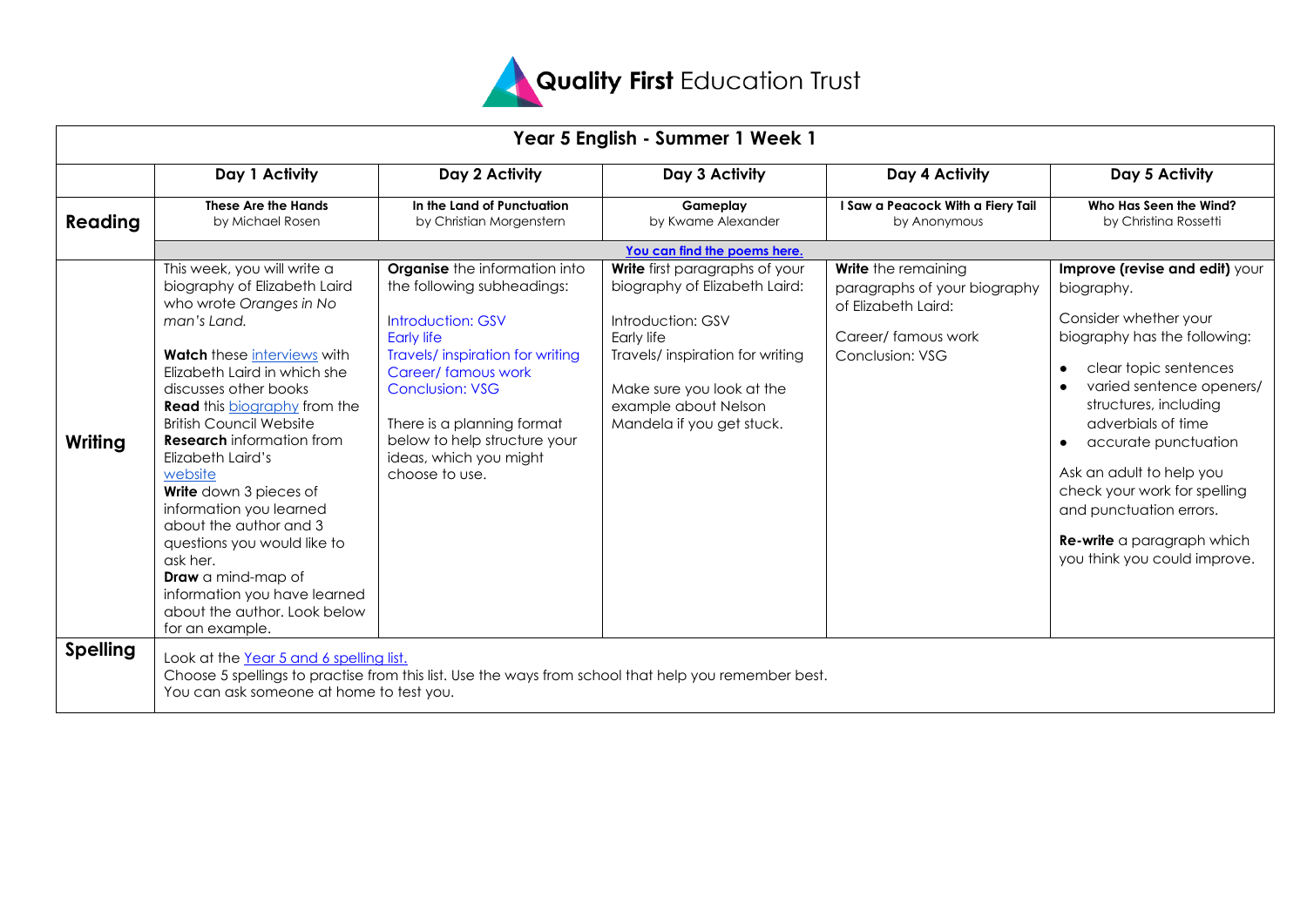**Quality First** Education Trust

| Year 5 English - Summer 1 Week 1 | | | | | |
|---|---|---|---|---|---|
| | **Day 1 Activity** | **Day 2 Activity** | **Day 3 Activity** | **Day 4 Activity** | **Day 5 Activity** |
| **Reading** | **These Are the Hands** by Michael Rosen | **In the Land of Punctuation** by Christian Morgenstern | **Gameplay** by Kwame Alexander | **I Saw a Peacock With a Fiery Tail** by Anonymous | **Who Has Seen the Wind?** by Christina Rossetti |
| | **You can find the poems here.** | | | | |
| **Writing** | This week, you will write a biography of Elizabeth Laird who wrote *Oranges in No man's Land.*<br><br>**Watch** these interviews with Elizabeth Laird in which she discusses other books<br>**Read** this biography from the British Council Website<br>**Research** information from Elizabeth Laird's website<br>**Write** down 3 pieces of information you learned about the author and 3 questions you would like to ask her.<br>**Draw** a mind-map of information you have learned about the author. Look below for an example. | **Organise** the information into the following subheadings:<br><br>Introduction: GSV<br>Early life<br>Travels/ inspiration for writing<br>Career/ famous work<br>Conclusion: VSG<br><br>There is a planning format below to help structure your ideas, which you might choose to use. | **Write** first paragraphs of your biography of Elizabeth Laird:<br><br>Introduction: GSV<br>Early life<br>Travels/ inspiration for writing<br><br>Make sure you look at the example about Nelson Mandela if you get stuck. | **Write** the remaining paragraphs of your biography of Elizabeth Laird:<br><br>Career/ famous work<br>Conclusion: VSG | **Improve (revise and edit)** your biography.<br><br>Consider whether your biography has the following:<br>• clear topic sentences<br>• varied sentence openers/ structures, including adverbials of time<br>• accurate punctuation<br><br>Ask an adult to help you check your work for spelling and punctuation errors.<br><br>**Re-write** a paragraph which you think you could improve. |
| **Spelling** | Look at the Year 5 and 6 spelling list.<br>Choose 5 spellings to practise from this list. Use the ways from school that help you remember best.<br>You can ask someone at home to test you. | | | | |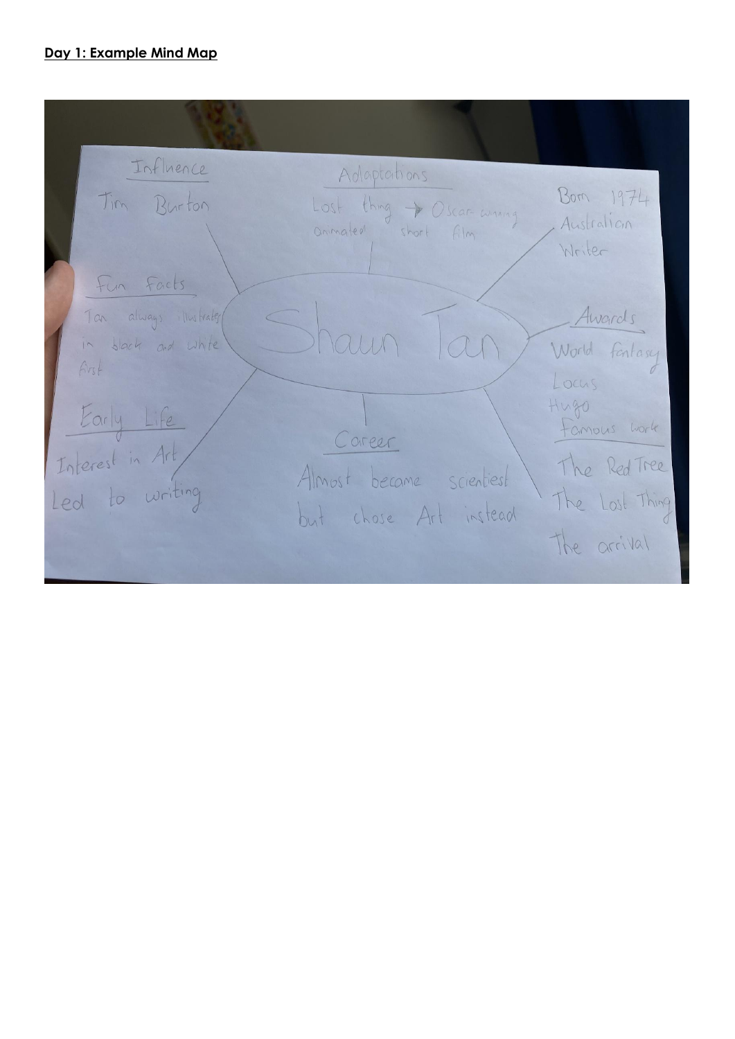**Day 1: Example Mind Map**

# Shaun Tan

**Influence**
- Tim Burton

**Adaptations**
- Lost thing → Oscar winning animated short film

**Born 1974**
- Australian Writer

**Fun Facts**
- Tan always illustrates in black and white first

**Awards**
- World fantasy
- Locus
- Hugo

**Early Life**
- Interest in Art
- Led to writing

**Career**
- Almost became scientiest but chose Art instead

**Famous work**
- The Red Tree
- The Lost Thing
- The arrival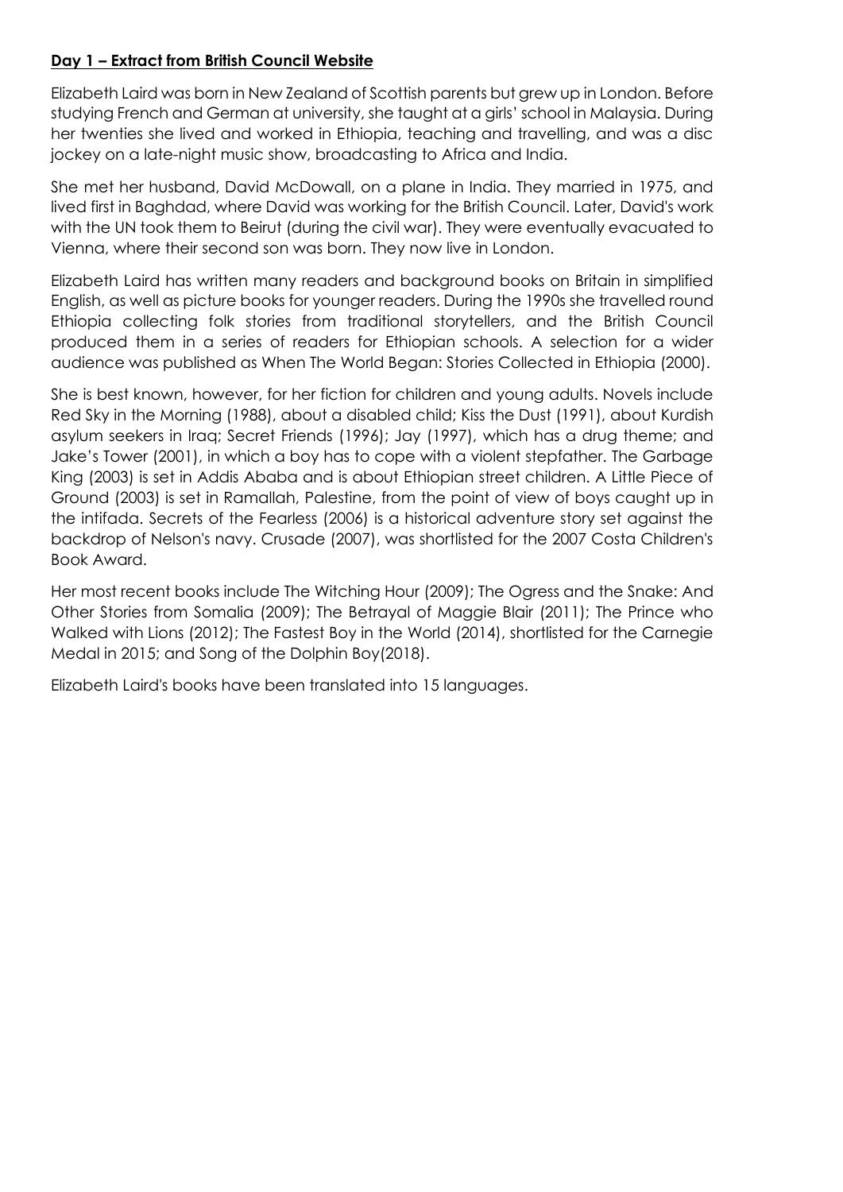**Day 1 – Extract from British Council Website**

Elizabeth Laird was born in New Zealand of Scottish parents but grew up in London. Before studying French and German at university, she taught at a girls' school in Malaysia. During her twenties she lived and worked in Ethiopia, teaching and travelling, and was a disc jockey on a late-night music show, broadcasting to Africa and India.

She met her husband, David McDowall, on a plane in India. They married in 1975, and lived first in Baghdad, where David was working for the British Council. Later, David's work with the UN took them to Beirut (during the civil war). They were eventually evacuated to Vienna, where their second son was born. They now live in London.

Elizabeth Laird has written many readers and background books on Britain in simplified English, as well as picture books for younger readers. During the 1990s she travelled round Ethiopia collecting folk stories from traditional storytellers, and the British Council produced them in a series of readers for Ethiopian schools. A selection for a wider audience was published as When The World Began: Stories Collected in Ethiopia (2000).

She is best known, however, for her fiction for children and young adults. Novels include Red Sky in the Morning (1988), about a disabled child; Kiss the Dust (1991), about Kurdish asylum seekers in Iraq; Secret Friends (1996); Jay (1997), which has a drug theme; and Jake's Tower (2001), in which a boy has to cope with a violent stepfather. The Garbage King (2003) is set in Addis Ababa and is about Ethiopian street children. A Little Piece of Ground (2003) is set in Ramallah, Palestine, from the point of view of boys caught up in the intifada. Secrets of the Fearless (2006) is a historical adventure story set against the backdrop of Nelson's navy. Crusade (2007), was shortlisted for the 2007 Costa Children's Book Award.

Her most recent books include The Witching Hour (2009); The Ogress and the Snake: And Other Stories from Somalia (2009); The Betrayal of Maggie Blair (2011); The Prince who Walked with Lions (2012); The Fastest Boy in the World (2014), shortlisted for the Carnegie Medal in 2015; and Song of the Dolphin Boy(2018).

Elizabeth Laird's books have been translated into 15 languages.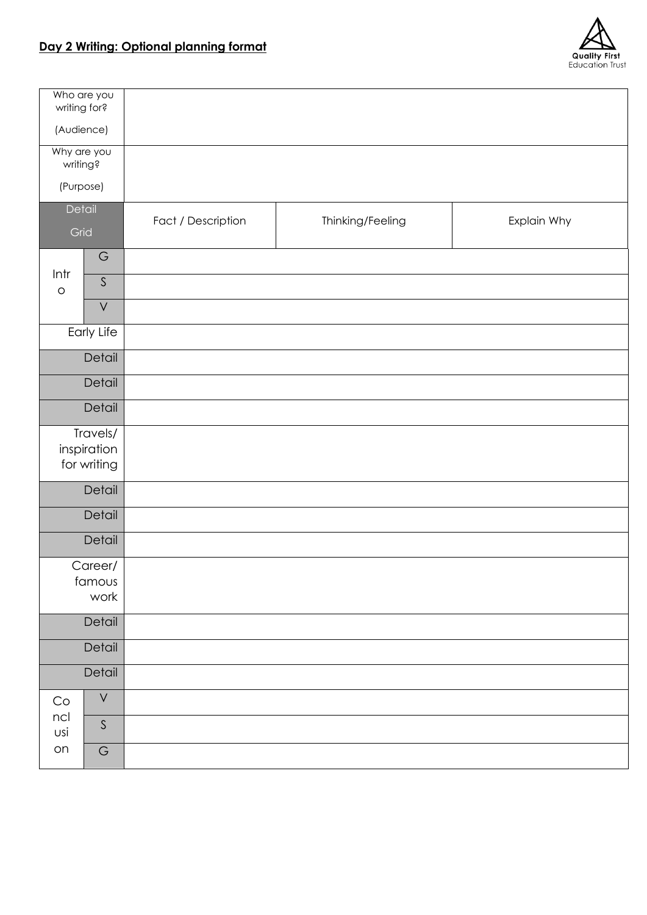## Day 2 Writing: Optional planning format

Quality First Education Trust

| Who are you writing for? (Audience) | | | | |
|---|---|---|---|---|
| **Why are you writing? (Purpose)** | | | | |
| **Detail Grid** | | Fact / Description | Thinking/Feeling | Explain Why |
| Intro | G | | | |
| | S | | | |
| | V | | | |
| Early Life | | | | |
| Detail | | | | |
| Detail | | | | |
| Detail | | | | |
| Travels/ inspiration for writing | | | | |
| Detail | | | | |
| Detail | | | | |
| Detail | | | | |
| Career/ famous work | | | | |
| Detail | | | | |
| Detail | | | | |
| Detail | | | | |
| Conclusion | V | | | |
| | S | | | |
| | G | | | |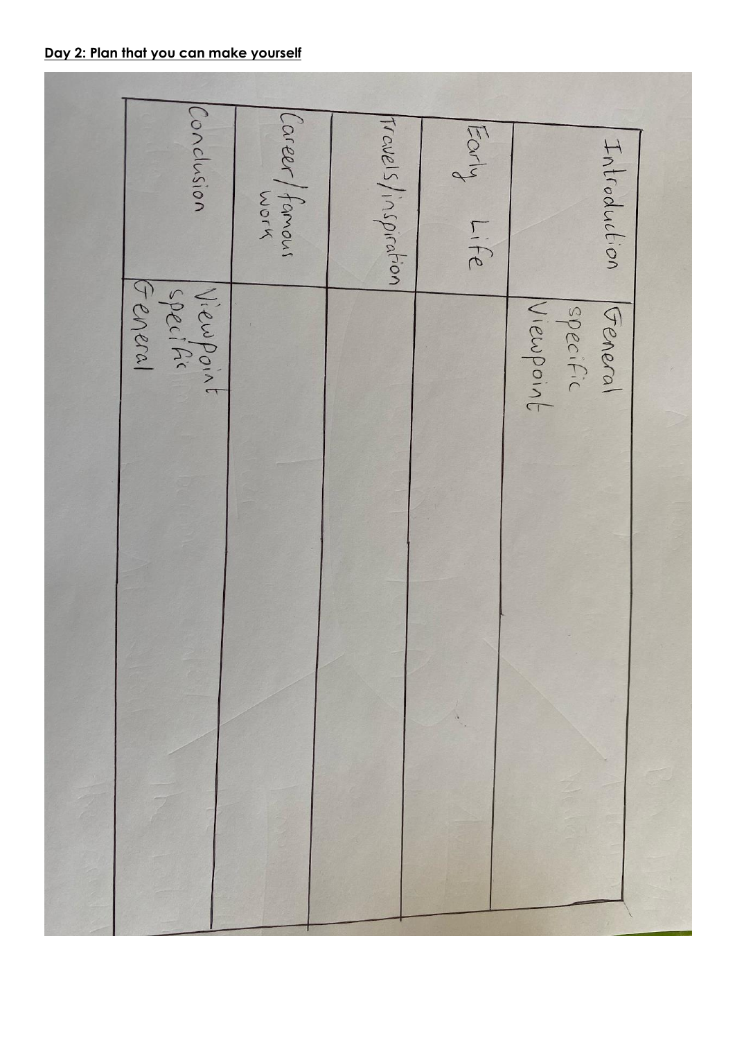## **Day 2: Plan that you can make yourself**

| | |
|---|---|
| Introduction | General<br>specific<br>Viewpoint |
| Early Life | |
| Travels/inspiration | |
| Career/famous work | |
| Conclusion | Viewpoint<br>specific<br>General |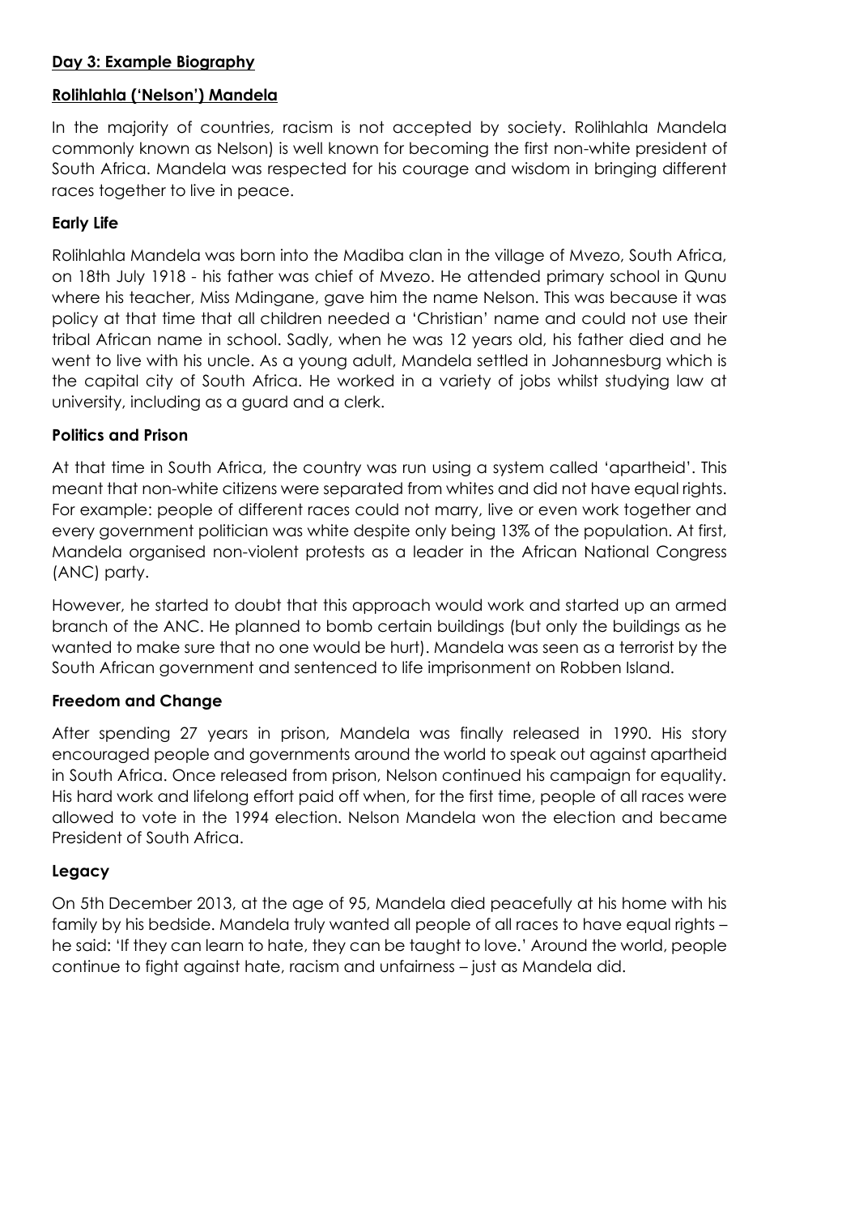**Day 3: Example Biography**

**Rolihlahla ('Nelson') Mandela**

In the majority of countries, racism is not accepted by society. Rolihlahla Mandela commonly known as Nelson) is well known for becoming the first non-white president of South Africa. Mandela was respected for his courage and wisdom in bringing different races together to live in peace.

### Early Life

Rolihlahla Mandela was born into the Madiba clan in the village of Mvezo, South Africa, on 18th July 1918 - his father was chief of Mvezo. He attended primary school in Qunu where his teacher, Miss Mdingane, gave him the name Nelson. This was because it was policy at that time that all children needed a 'Christian' name and could not use their tribal African name in school. Sadly, when he was 12 years old, his father died and he went to live with his uncle. As a young adult, Mandela settled in Johannesburg which is the capital city of South Africa. He worked in a variety of jobs whilst studying law at university, including as a guard and a clerk.

### Politics and Prison

At that time in South Africa, the country was run using a system called 'apartheid'. This meant that non-white citizens were separated from whites and did not have equal rights. For example: people of different races could not marry, live or even work together and every government politician was white despite only being 13% of the population. At first, Mandela organised non-violent protests as a leader in the African National Congress (ANC) party.

However, he started to doubt that this approach would work and started up an armed branch of the ANC. He planned to bomb certain buildings (but only the buildings as he wanted to make sure that no one would be hurt). Mandela was seen as a terrorist by the South African government and sentenced to life imprisonment on Robben Island.

### Freedom and Change

After spending 27 years in prison, Mandela was finally released in 1990. His story encouraged people and governments around the world to speak out against apartheid in South Africa. Once released from prison, Nelson continued his campaign for equality. His hard work and lifelong effort paid off when, for the first time, people of all races were allowed to vote in the 1994 election. Nelson Mandela won the election and became President of South Africa.

### Legacy

On 5th December 2013, at the age of 95, Mandela died peacefully at his home with his family by his bedside. Mandela truly wanted all people of all races to have equal rights – he said: 'If they can learn to hate, they can be taught to love.' Around the world, people continue to fight against hate, racism and unfairness – just as Mandela did.